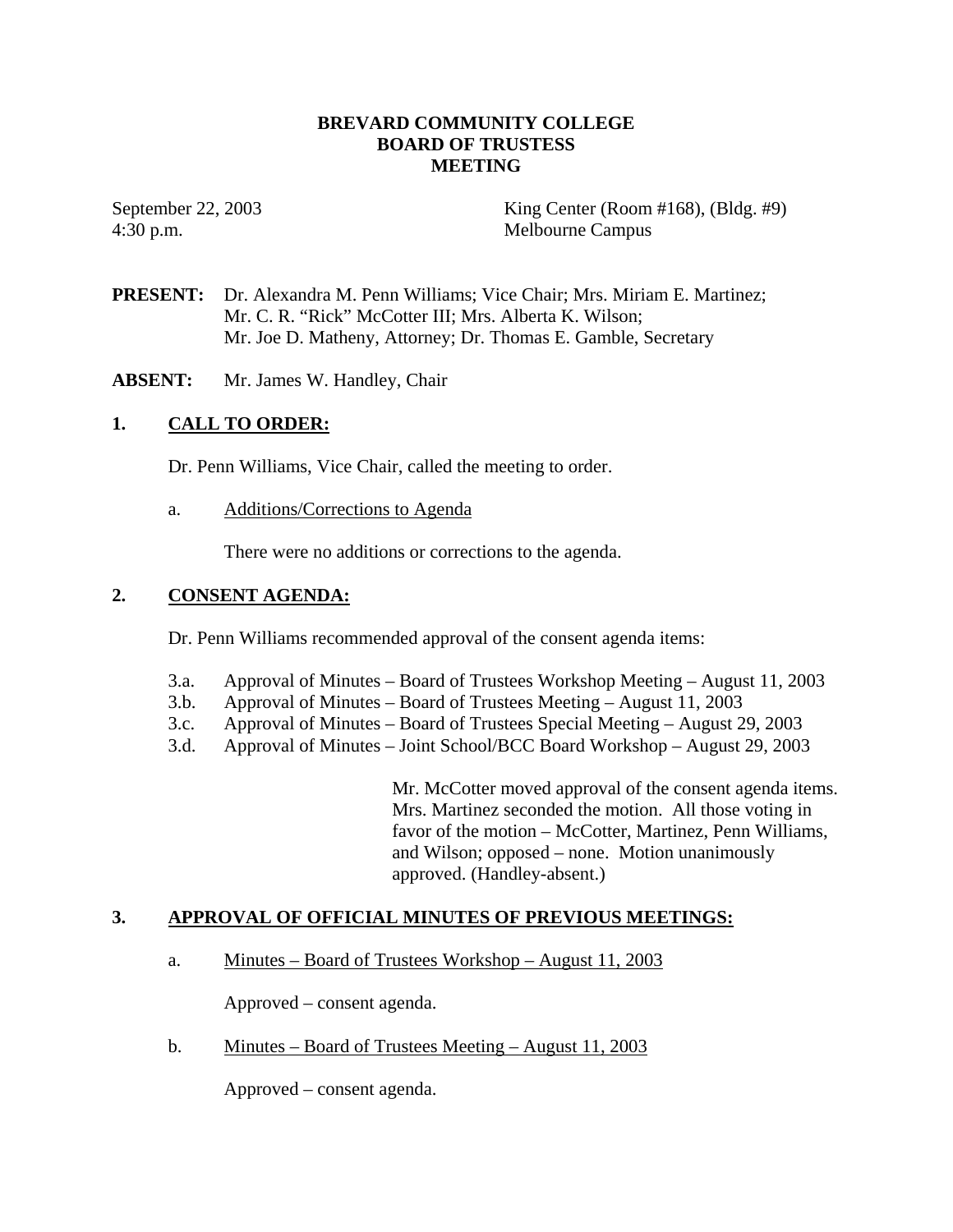# BREVARD COMMUNITY COLLEGE
# BOARD OF TRUSTESS
# MEETING

September 22, 2003 — King Center (Room #168), (Bldg. #9)
4:30 p.m. — Melbourne Campus

**PRESENT:** Dr. Alexandra M. Penn Williams; Vice Chair; Mrs. Miriam E. Martinez; Mr. C. R. "Rick" McCotter III; Mrs. Alberta K. Wilson; Mr. Joe D. Matheny, Attorney; Dr. Thomas E. Gamble, Secretary

**ABSENT:** Mr. James W. Handley, Chair

## 1. CALL TO ORDER:

Dr. Penn Williams, Vice Chair, called the meeting to order.

a. Additions/Corrections to Agenda

There were no additions or corrections to the agenda.

## 2. CONSENT AGENDA:

Dr. Penn Williams recommended approval of the consent agenda items:

3.a. Approval of Minutes – Board of Trustees Workshop Meeting – August 11, 2003
3.b. Approval of Minutes – Board of Trustees Meeting – August 11, 2003
3.c. Approval of Minutes – Board of Trustees Special Meeting – August 29, 2003
3.d. Approval of Minutes – Joint School/BCC Board Workshop – August 29, 2003

Mr. McCotter moved approval of the consent agenda items. Mrs. Martinez seconded the motion. All those voting in favor of the motion – McCotter, Martinez, Penn Williams, and Wilson; opposed – none. Motion unanimously approved. (Handley-absent.)

## 3. APPROVAL OF OFFICIAL MINUTES OF PREVIOUS MEETINGS:

a. Minutes – Board of Trustees Workshop – August 11, 2003

Approved – consent agenda.

b. Minutes – Board of Trustees Meeting – August 11, 2003

Approved – consent agenda.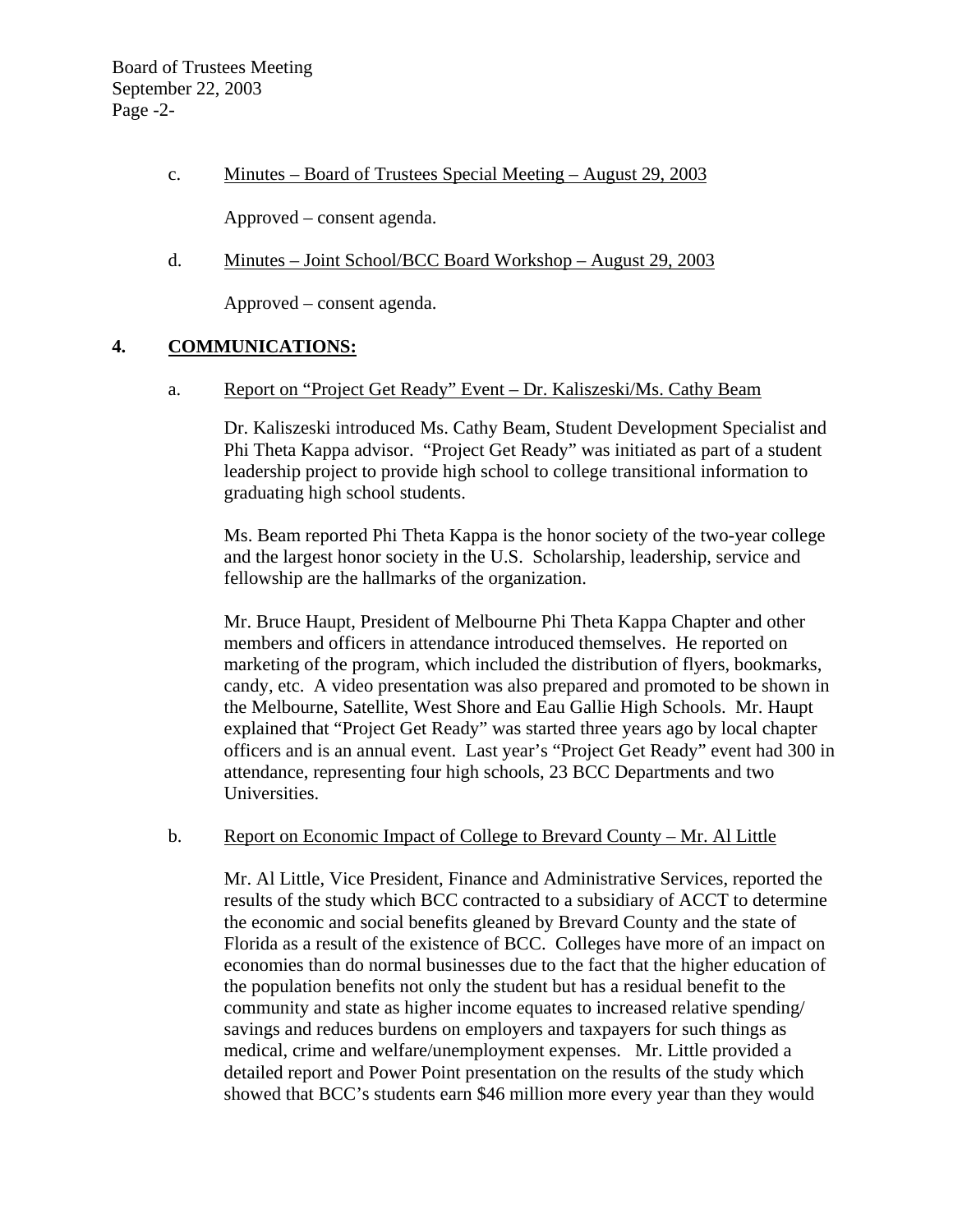c. Minutes – Board of Trustees Special Meeting – August 29, 2003

Approved – consent agenda.

d. Minutes – Joint School/BCC Board Workshop – August 29, 2003

Approved – consent agenda.

## 4. COMMUNICATIONS:

a. Report on "Project Get Ready" Event – Dr. Kaliszeski/Ms. Cathy Beam

Dr. Kaliszeski introduced Ms. Cathy Beam, Student Development Specialist and Phi Theta Kappa advisor. "Project Get Ready" was initiated as part of a student leadership project to provide high school to college transitional information to graduating high school students.

Ms. Beam reported Phi Theta Kappa is the honor society of the two-year college and the largest honor society in the U.S. Scholarship, leadership, service and fellowship are the hallmarks of the organization.

Mr. Bruce Haupt, President of Melbourne Phi Theta Kappa Chapter and other members and officers in attendance introduced themselves. He reported on marketing of the program, which included the distribution of flyers, bookmarks, candy, etc. A video presentation was also prepared and promoted to be shown in the Melbourne, Satellite, West Shore and Eau Gallie High Schools. Mr. Haupt explained that "Project Get Ready" was started three years ago by local chapter officers and is an annual event. Last year's "Project Get Ready" event had 300 in attendance, representing four high schools, 23 BCC Departments and two Universities.

b. Report on Economic Impact of College to Brevard County – Mr. Al Little

Mr. Al Little, Vice President, Finance and Administrative Services, reported the results of the study which BCC contracted to a subsidiary of ACCT to determine the economic and social benefits gleaned by Brevard County and the state of Florida as a result of the existence of BCC. Colleges have more of an impact on economies than do normal businesses due to the fact that the higher education of the population benefits not only the student but has a residual benefit to the community and state as higher income equates to increased relative spending/ savings and reduces burdens on employers and taxpayers for such things as medical, crime and welfare/unemployment expenses. Mr. Little provided a detailed report and Power Point presentation on the results of the study which showed that BCC's students earn $46 million more every year than they would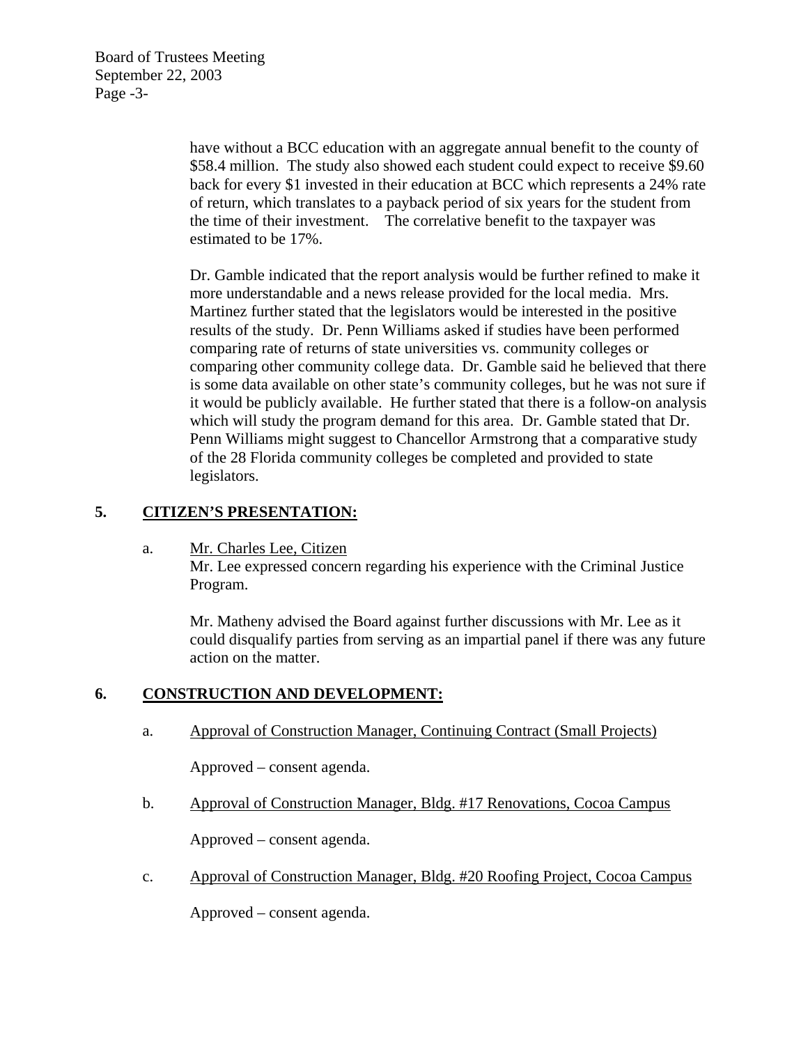have without a BCC education with an aggregate annual benefit to the county of \$58.4 million. The study also showed each student could expect to receive \$9.60 back for every \$1 invested in their education at BCC which represents a 24% rate of return, which translates to a payback period of six years for the student from the time of their investment. The correlative benefit to the taxpayer was estimated to be 17%.

Dr. Gamble indicated that the report analysis would be further refined to make it more understandable and a news release provided for the local media. Mrs. Martinez further stated that the legislators would be interested in the positive results of the study. Dr. Penn Williams asked if studies have been performed comparing rate of returns of state universities vs. community colleges or comparing other community college data. Dr. Gamble said he believed that there is some data available on other state's community colleges, but he was not sure if it would be publicly available. He further stated that there is a follow-on analysis which will study the program demand for this area. Dr. Gamble stated that Dr. Penn Williams might suggest to Chancellor Armstrong that a comparative study of the 28 Florida community colleges be completed and provided to state legislators.

## 5. CITIZEN'S PRESENTATION:

a. Mr. Charles Lee, Citizen

Mr. Lee expressed concern regarding his experience with the Criminal Justice Program.

Mr. Matheny advised the Board against further discussions with Mr. Lee as it could disqualify parties from serving as an impartial panel if there was any future action on the matter.

## 6. CONSTRUCTION AND DEVELOPMENT:

a. Approval of Construction Manager, Continuing Contract (Small Projects)

Approved – consent agenda.

b. Approval of Construction Manager, Bldg. #17 Renovations, Cocoa Campus

Approved – consent agenda.

c. Approval of Construction Manager, Bldg. #20 Roofing Project, Cocoa Campus

Approved – consent agenda.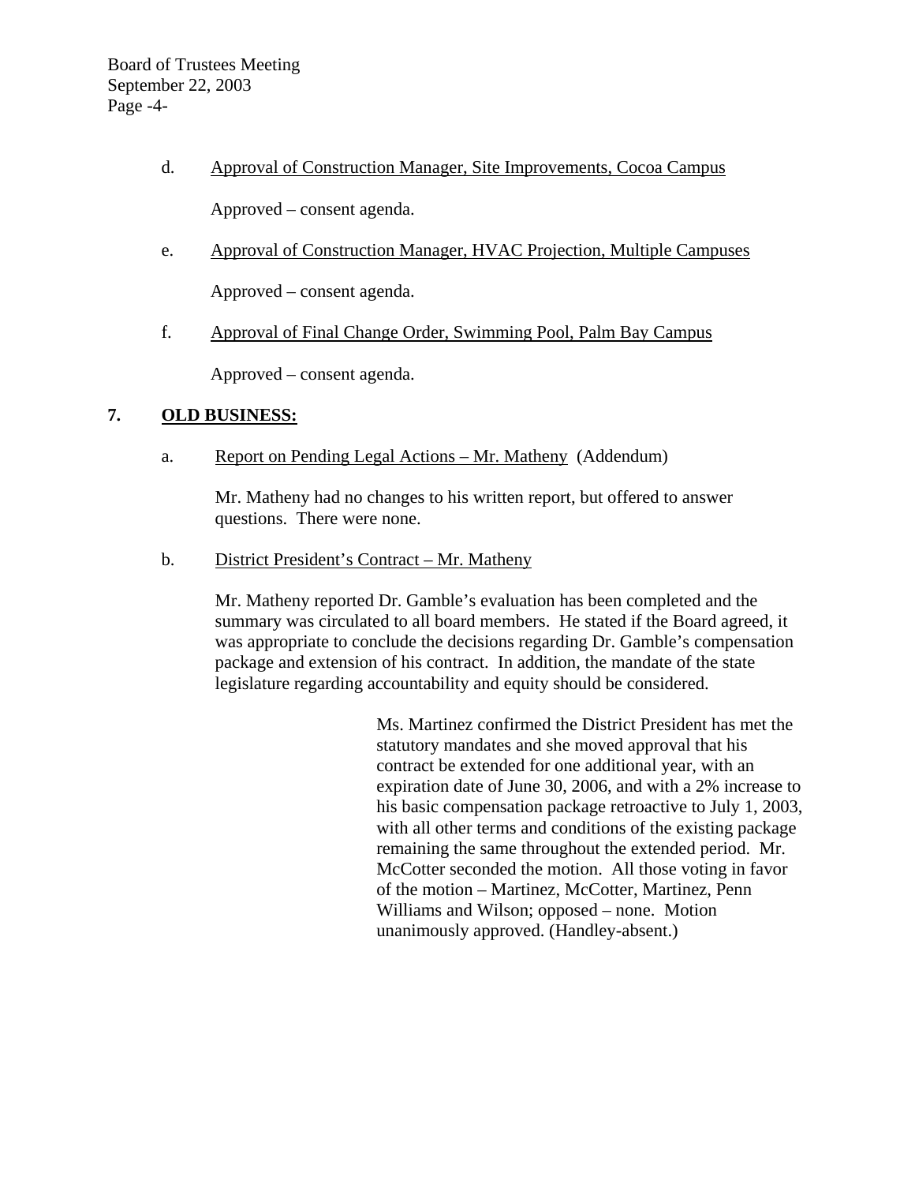d. Approval of Construction Manager, Site Improvements, Cocoa Campus

Approved – consent agenda.

e. Approval of Construction Manager, HVAC Projection, Multiple Campuses

Approved – consent agenda.

f. Approval of Final Change Order, Swimming Pool, Palm Bay Campus

Approved – consent agenda.

## 7. OLD BUSINESS:

a. Report on Pending Legal Actions – Mr. Matheny (Addendum)

Mr. Matheny had no changes to his written report, but offered to answer questions. There were none.

b. District President's Contract – Mr. Matheny

Mr. Matheny reported Dr. Gamble's evaluation has been completed and the summary was circulated to all board members. He stated if the Board agreed, it was appropriate to conclude the decisions regarding Dr. Gamble's compensation package and extension of his contract. In addition, the mandate of the state legislature regarding accountability and equity should be considered.

Ms. Martinez confirmed the District President has met the statutory mandates and she moved approval that his contract be extended for one additional year, with an expiration date of June 30, 2006, and with a 2% increase to his basic compensation package retroactive to July 1, 2003, with all other terms and conditions of the existing package remaining the same throughout the extended period. Mr. McCotter seconded the motion. All those voting in favor of the motion – Martinez, McCotter, Martinez, Penn Williams and Wilson; opposed – none. Motion unanimously approved. (Handley-absent.)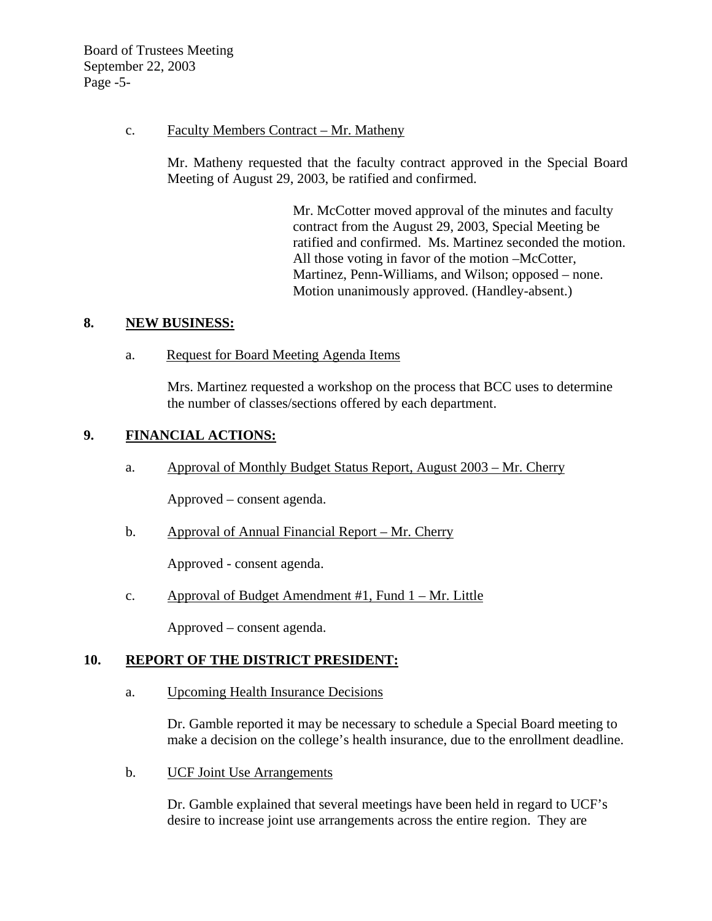c. Faculty Members Contract – Mr. Matheny

Mr. Matheny requested that the faculty contract approved in the Special Board Meeting of August 29, 2003, be ratified and confirmed.

> Mr. McCotter moved approval of the minutes and faculty contract from the August 29, 2003, Special Meeting be ratified and confirmed. Ms. Martinez seconded the motion. All those voting in favor of the motion –McCotter, Martinez, Penn-Williams, and Wilson; opposed – none. Motion unanimously approved. (Handley-absent.)

## 8. NEW BUSINESS:

a. Request for Board Meeting Agenda Items

Mrs. Martinez requested a workshop on the process that BCC uses to determine the number of classes/sections offered by each department.

## 9. FINANCIAL ACTIONS:

a. Approval of Monthly Budget Status Report, August 2003 – Mr. Cherry

Approved – consent agenda.

b. Approval of Annual Financial Report – Mr. Cherry

Approved - consent agenda.

c. Approval of Budget Amendment #1, Fund 1 – Mr. Little

Approved – consent agenda.

## 10. REPORT OF THE DISTRICT PRESIDENT:

a. Upcoming Health Insurance Decisions

Dr. Gamble reported it may be necessary to schedule a Special Board meeting to make a decision on the college's health insurance, due to the enrollment deadline.

b. UCF Joint Use Arrangements

Dr. Gamble explained that several meetings have been held in regard to UCF's desire to increase joint use arrangements across the entire region. They are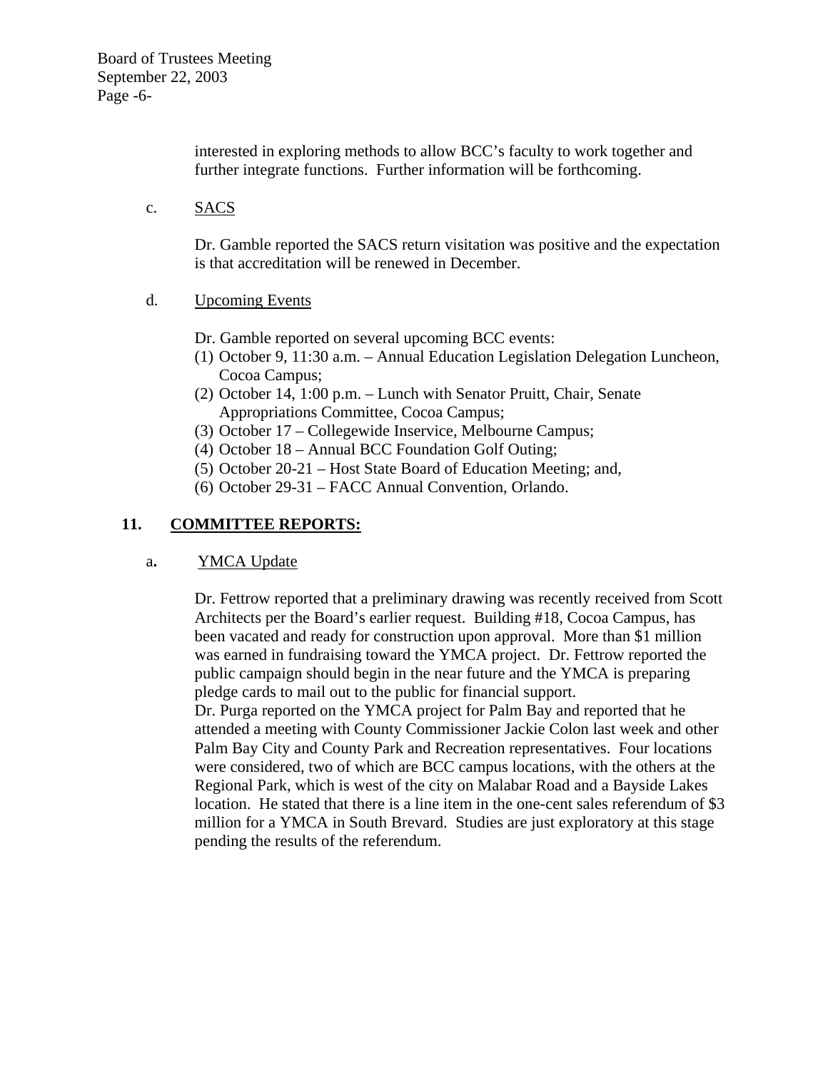interested in exploring methods to allow BCC's faculty to work together and further integrate functions. Further information will be forthcoming.

c. SACS

Dr. Gamble reported the SACS return visitation was positive and the expectation is that accreditation will be renewed in December.

d. Upcoming Events

Dr. Gamble reported on several upcoming BCC events:

(1) October 9, 11:30 a.m. – Annual Education Legislation Delegation Luncheon, Cocoa Campus;
(2) October 14, 1:00 p.m. – Lunch with Senator Pruitt, Chair, Senate Appropriations Committee, Cocoa Campus;
(3) October 17 – Collegewide Inservice, Melbourne Campus;
(4) October 18 – Annual BCC Foundation Golf Outing;
(5) October 20-21 – Host State Board of Education Meeting; and,
(6) October 29-31 – FACC Annual Convention, Orlando.

## 11. COMMITTEE REPORTS:

a. YMCA Update

Dr. Fettrow reported that a preliminary drawing was recently received from Scott Architects per the Board's earlier request. Building #18, Cocoa Campus, has been vacated and ready for construction upon approval. More than $1 million was earned in fundraising toward the YMCA project. Dr. Fettrow reported the public campaign should begin in the near future and the YMCA is preparing pledge cards to mail out to the public for financial support.
Dr. Purga reported on the YMCA project for Palm Bay and reported that he attended a meeting with County Commissioner Jackie Colon last week and other Palm Bay City and County Park and Recreation representatives. Four locations were considered, two of which are BCC campus locations, with the others at the Regional Park, which is west of the city on Malabar Road and a Bayside Lakes location. He stated that there is a line item in the one-cent sales referendum of $3 million for a YMCA in South Brevard. Studies are just exploratory at this stage pending the results of the referendum.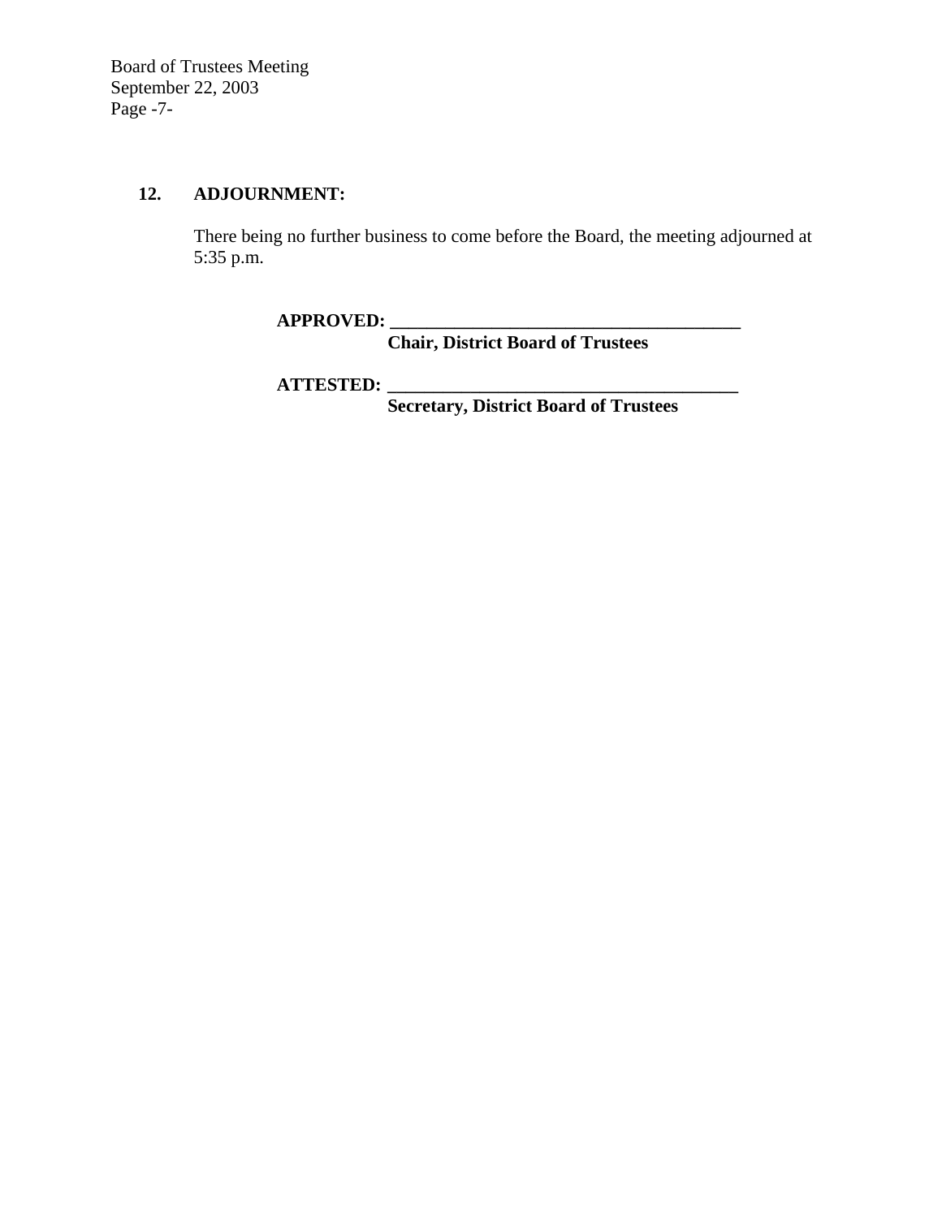## 12. ADJOURNMENT:

There being no further business to come before the Board, the meeting adjourned at 5:35 p.m.

**APPROVED: \_\_\_\_\_\_\_\_\_\_\_\_\_\_\_\_\_\_\_\_\_\_\_\_\_\_\_\_\_\_\_\_\_\_\_\_\_\_\_**
**Chair, District Board of Trustees**

**ATTESTED: \_\_\_\_\_\_\_\_\_\_\_\_\_\_\_\_\_\_\_\_\_\_\_\_\_\_\_\_\_\_\_\_\_\_\_\_\_\_\_**
**Secretary, District Board of Trustees**